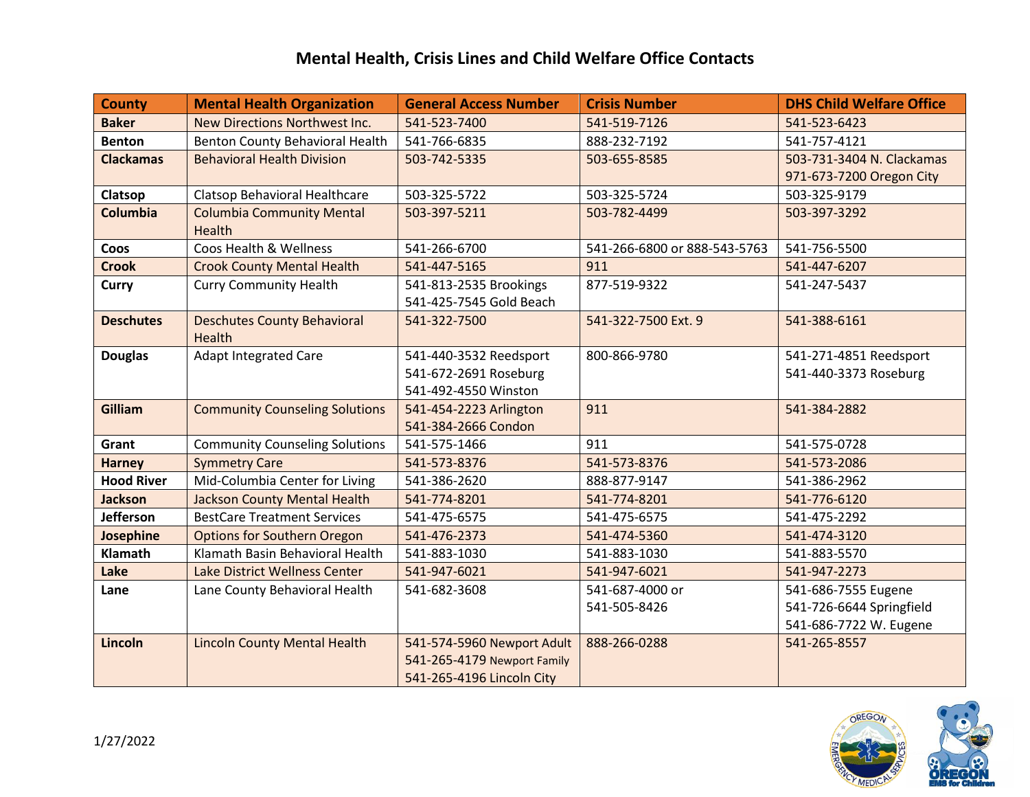# Mental Health, Crisis Lines and Child Welfare Office Contacts

| County | Mental Health Organization | General Access Number | Crisis Number | DHS Child Welfare Office |
|---|---|---|---|---|
| **Baker** | New Directions Northwest Inc. | 541-523-7400 | 541-519-7126 | 541-523-6423 |
| **Benton** | Benton County Behavioral Health | 541-766-6835 | 888-232-7192 | 541-757-4121 |
| **Clackamas** | Behavioral Health Division | 503-742-5335 | 503-655-8585 | 503-731-3404 N. Clackamas<br>971-673-7200 Oregon City |
| **Clatsop** | Clatsop Behavioral Healthcare | 503-325-5722 | 503-325-5724 | 503-325-9179 |
| **Columbia** | Columbia Community Mental Health | 503-397-5211 | 503-782-4499 | 503-397-3292 |
| **Coos** | Coos Health & Wellness | 541-266-6700 | 541-266-6800 or 888-543-5763 | 541-756-5500 |
| **Crook** | Crook County Mental Health | 541-447-5165 | 911 | 541-447-6207 |
| **Curry** | Curry Community Health | 541-813-2535 Brookings<br>541-425-7545 Gold Beach | 877-519-9322 | 541-247-5437 |
| **Deschutes** | Deschutes County Behavioral Health | 541-322-7500 | 541-322-7500 Ext. 9 | 541-388-6161 |
| **Douglas** | Adapt Integrated Care | 541-440-3532 Reedsport<br>541-672-2691 Roseburg<br>541-492-4550 Winston | 800-866-9780 | 541-271-4851 Reedsport<br>541-440-3373 Roseburg |
| **Gilliam** | Community Counseling Solutions | 541-454-2223 Arlington<br>541-384-2666 Condon | 911 | 541-384-2882 |
| **Grant** | Community Counseling Solutions | 541-575-1466 | 911 | 541-575-0728 |
| **Harney** | Symmetry Care | 541-573-8376 | 541-573-8376 | 541-573-2086 |
| **Hood River** | Mid-Columbia Center for Living | 541-386-2620 | 888-877-9147 | 541-386-2962 |
| **Jackson** | Jackson County Mental Health | 541-774-8201 | 541-774-8201 | 541-776-6120 |
| **Jefferson** | BestCare Treatment Services | 541-475-6575 | 541-475-6575 | 541-475-2292 |
| **Josephine** | Options for Southern Oregon | 541-476-2373 | 541-474-5360 | 541-474-3120 |
| **Klamath** | Klamath Basin Behavioral Health | 541-883-1030 | 541-883-1030 | 541-883-5570 |
| **Lake** | Lake District Wellness Center | 541-947-6021 | 541-947-6021 | 541-947-2273 |
| **Lane** | Lane County Behavioral Health | 541-682-3608 | 541-687-4000 or<br>541-505-8426 | 541-686-7555 Eugene<br>541-726-6644 Springfield<br>541-686-7722 W. Eugene |
| **Lincoln** | Lincoln County Mental Health | 541-574-5960 Newport Adult<br>541-265-4179 Newport Family<br>541-265-4196 Lincoln City | 888-266-0288 | 541-265-8557 |

1/27/2022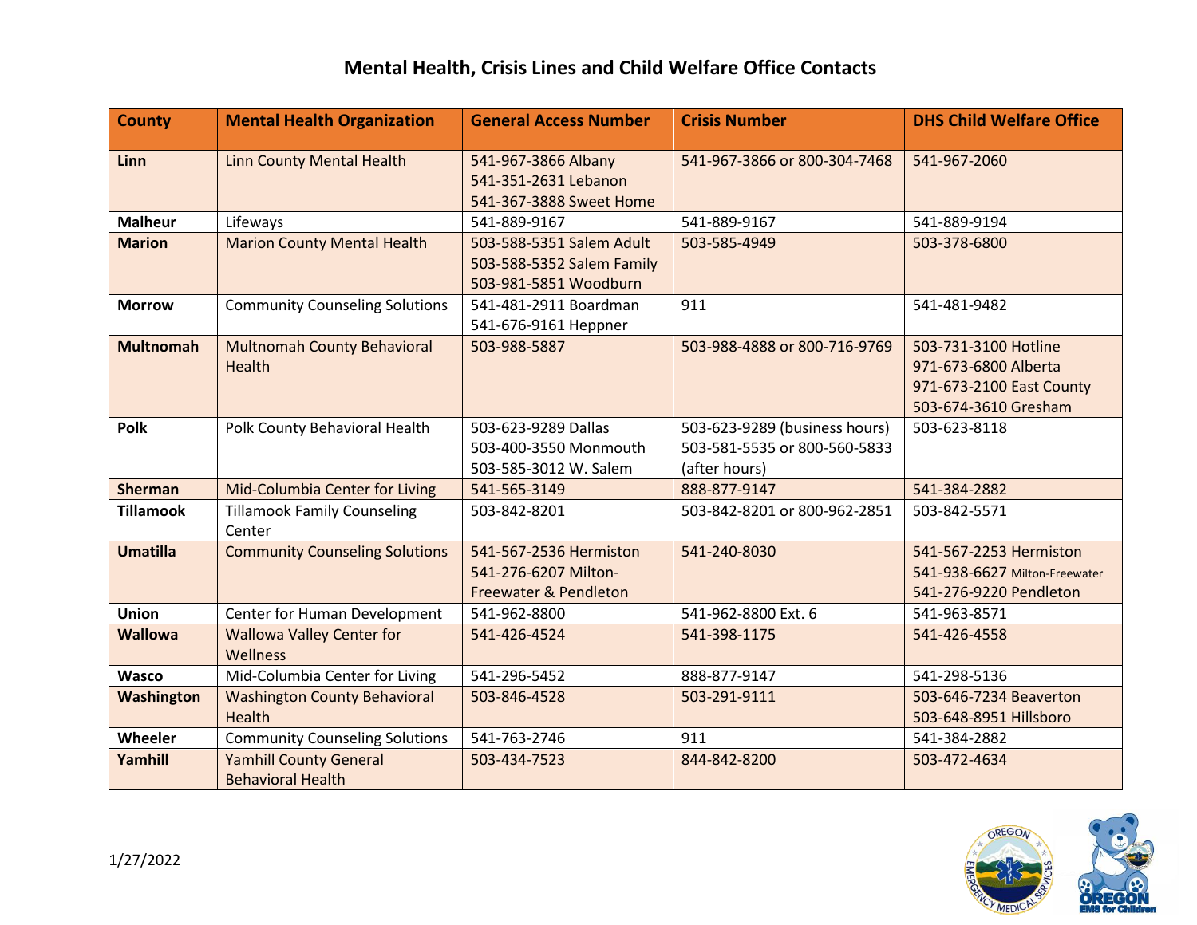# Mental Health, Crisis Lines and Child Welfare Office Contacts

| County | Mental Health Organization | General Access Number | Crisis Number | DHS Child Welfare Office |
|---|---|---|---|---|
| **Linn** | Linn County Mental Health | 541-967-3866 Albany<br>541-351-2631 Lebanon<br>541-367-3888 Sweet Home | 541-967-3866 or 800-304-7468 | 541-967-2060 |
| **Malheur** | Lifeways | 541-889-9167 | 541-889-9167 | 541-889-9194 |
| **Marion** | Marion County Mental Health | 503-588-5351 Salem Adult<br>503-588-5352 Salem Family<br>503-981-5851 Woodburn | 503-585-4949 | 503-378-6800 |
| **Morrow** | Community Counseling Solutions | 541-481-2911 Boardman<br>541-676-9161 Heppner | 911 | 541-481-9482 |
| **Multnomah** | Multnomah County Behavioral Health | 503-988-5887 | 503-988-4888 or 800-716-9769 | 503-731-3100 Hotline<br>971-673-6800 Alberta<br>971-673-2100 East County<br>503-674-3610 Gresham |
| **Polk** | Polk County Behavioral Health | 503-623-9289 Dallas<br>503-400-3550 Monmouth<br>503-585-3012 W. Salem | 503-623-9289 (business hours)<br>503-581-5535 or 800-560-5833 (after hours) | 503-623-8118 |
| **Sherman** | Mid-Columbia Center for Living | 541-565-3149 | 888-877-9147 | 541-384-2882 |
| **Tillamook** | Tillamook Family Counseling Center | 503-842-8201 | 503-842-8201 or 800-962-2851 | 503-842-5571 |
| **Umatilla** | Community Counseling Solutions | 541-567-2536 Hermiston<br>541-276-6207 Milton-Freewater & Pendleton | 541-240-8030 | 541-567-2253 Hermiston<br>541-938-6627 Milton-Freewater<br>541-276-9220 Pendleton |
| **Union** | Center for Human Development | 541-962-8800 | 541-962-8800 Ext. 6 | 541-963-8571 |
| **Wallowa** | Wallowa Valley Center for Wellness | 541-426-4524 | 541-398-1175 | 541-426-4558 |
| **Wasco** | Mid-Columbia Center for Living | 541-296-5452 | 888-877-9147 | 541-298-5136 |
| **Washington** | Washington County Behavioral Health | 503-846-4528 | 503-291-9111 | 503-646-7234 Beaverton<br>503-648-8951 Hillsboro |
| **Wheeler** | Community Counseling Solutions | 541-763-2746 | 911 | 541-384-2882 |
| **Yamhill** | Yamhill County General Behavioral Health | 503-434-7523 | 844-842-8200 | 503-472-4634 |

1/27/2022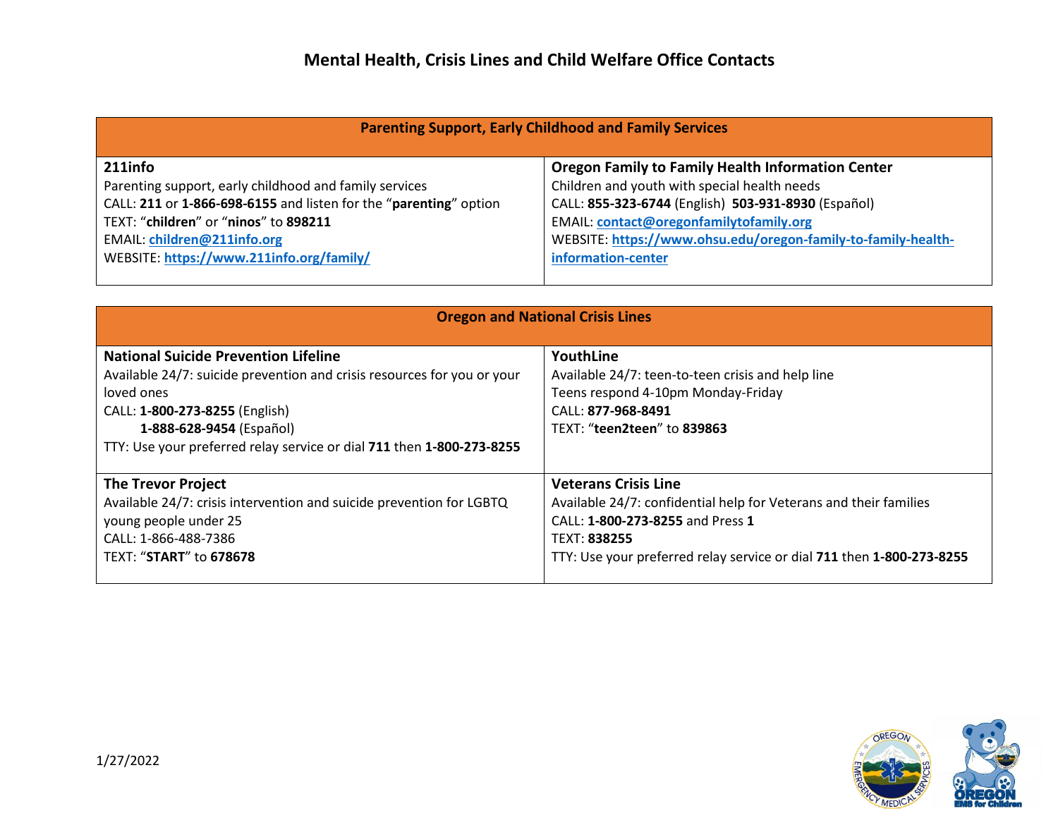# Mental Health, Crisis Lines and Child Welfare Office Contacts

| Parenting Support, Early Childhood and Family Services | |
|---|---|
| **211info**<br>Parenting support, early childhood and family services<br>CALL: **211** or **1-866-698-6155** and listen for the "**parenting**" option<br>TEXT: "**children**" or "**ninos**" to **898211**<br>EMAIL: **children@211info.org**<br>WEBSITE: **https://www.211info.org/family/** | **Oregon Family to Family Health Information Center**<br>Children and youth with special health needs<br>CALL: **855-323-6744** (English) **503-931-8930** (Español)<br>EMAIL: **contact@oregonfamilytofamily.org**<br>WEBSITE: **https://www.ohsu.edu/oregon-family-to-family-health-information-center** |

| Oregon and National Crisis Lines | |
|---|---|
| **National Suicide Prevention Lifeline**<br>Available 24/7: suicide prevention and crisis resources for you or your loved ones<br>CALL: **1-800-273-8255** (English)<br>**1-888-628-9454** (Español)<br>TTY: Use your preferred relay service or dial **711** then **1-800-273-8255** | **YouthLine**<br>Available 24/7: teen-to-teen crisis and help line<br>Teens respond 4-10pm Monday-Friday<br>CALL: **877-968-8491**<br>TEXT: "**teen2teen**" to **839863** |
| **The Trevor Project**<br>Available 24/7: crisis intervention and suicide prevention for LGBTQ young people under 25<br>CALL: 1-866-488-7386<br>TEXT: "**START**" to **678678** | **Veterans Crisis Line**<br>Available 24/7: confidential help for Veterans and their families<br>CALL: **1-800-273-8255** and Press **1**<br>TEXT: **838255**<br>TTY: Use your preferred relay service or dial **711** then **1-800-273-8255** |

1/27/2022